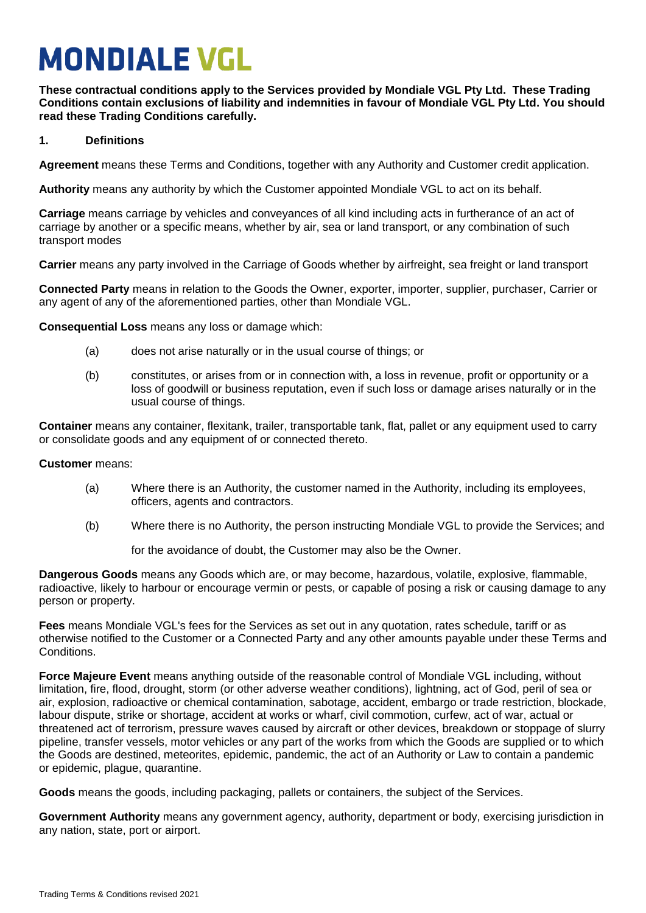# MONDIALE VGL

**These contractual conditions apply to the Services provided by Mondiale VGL Pty Ltd. These Trading Conditions contain exclusions of liability and indemnities in favour of Mondiale VGL Pty Ltd. You should read these Trading Conditions carefully.**

## 1. Definitions

**Agreement** means these Terms and Conditions, together with any Authority and Customer credit application.

**Authority** means any authority by which the Customer appointed Mondiale VGL to act on its behalf.

**Carriage** means carriage by vehicles and conveyances of all kind including acts in furtherance of an act of carriage by another or a specific means, whether by air, sea or land transport, or any combination of such transport modes

**Carrier** means any party involved in the Carriage of Goods whether by airfreight, sea freight or land transport

**Connected Party** means in relation to the Goods the Owner, exporter, importer, supplier, purchaser, Carrier or any agent of any of the aforementioned parties, other than Mondiale VGL.

**Consequential Loss** means any loss or damage which:

(a) does not arise naturally or in the usual course of things; or

(b) constitutes, or arises from or in connection with, a loss in revenue, profit or opportunity or a loss of goodwill or business reputation, even if such loss or damage arises naturally or in the usual course of things.

**Container** means any container, flexitank, trailer, transportable tank, flat, pallet or any equipment used to carry or consolidate goods and any equipment of or connected thereto.

**Customer** means:

(a) Where there is an Authority, the customer named in the Authority, including its employees, officers, agents and contractors.

(b) Where there is no Authority, the person instructing Mondiale VGL to provide the Services; and

for the avoidance of doubt, the Customer may also be the Owner.

**Dangerous Goods** means any Goods which are, or may become, hazardous, volatile, explosive, flammable, radioactive, likely to harbour or encourage vermin or pests, or capable of posing a risk or causing damage to any person or property.

**Fees** means Mondiale VGL's fees for the Services as set out in any quotation, rates schedule, tariff or as otherwise notified to the Customer or a Connected Party and any other amounts payable under these Terms and Conditions.

**Force Majeure Event** means anything outside of the reasonable control of Mondiale VGL including, without limitation, fire, flood, drought, storm (or other adverse weather conditions), lightning, act of God, peril of sea or air, explosion, radioactive or chemical contamination, sabotage, accident, embargo or trade restriction, blockade, labour dispute, strike or shortage, accident at works or wharf, civil commotion, curfew, act of war, actual or threatened act of terrorism, pressure waves caused by aircraft or other devices, breakdown or stoppage of slurry pipeline, transfer vessels, motor vehicles or any part of the works from which the Goods are supplied or to which the Goods are destined, meteorites, epidemic, pandemic, the act of an Authority or Law to contain a pandemic or epidemic, plague, quarantine.

**Goods** means the goods, including packaging, pallets or containers, the subject of the Services.

**Government Authority** means any government agency, authority, department or body, exercising jurisdiction in any nation, state, port or airport.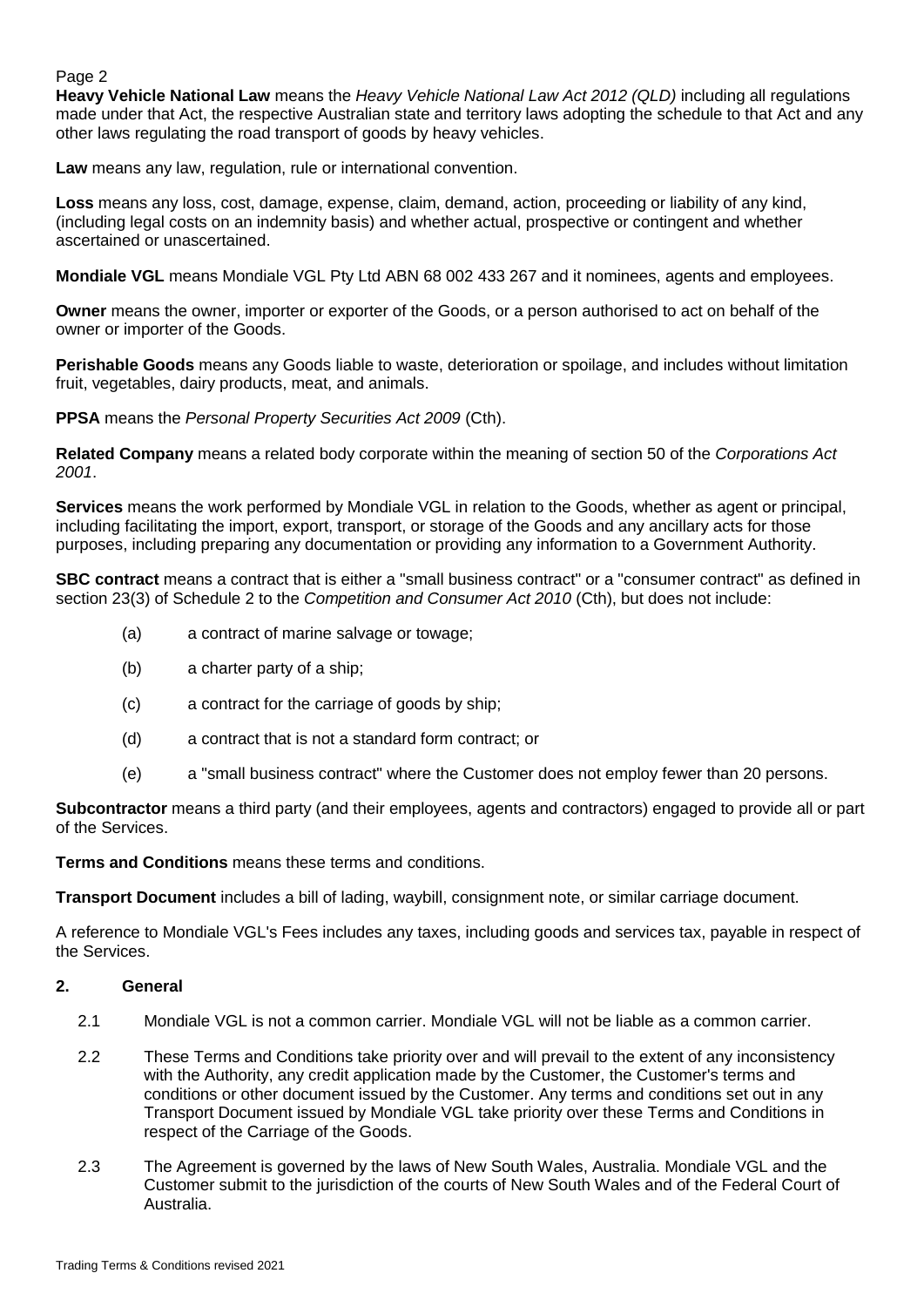**Heavy Vehicle National Law** means the *Heavy Vehicle National Law Act 2012 (QLD)* including all regulations made under that Act, the respective Australian state and territory laws adopting the schedule to that Act and any other laws regulating the road transport of goods by heavy vehicles.

**Law** means any law, regulation, rule or international convention.

**Loss** means any loss, cost, damage, expense, claim, demand, action, proceeding or liability of any kind, (including legal costs on an indemnity basis) and whether actual, prospective or contingent and whether ascertained or unascertained.

**Mondiale VGL** means Mondiale VGL Pty Ltd ABN 68 002 433 267 and it nominees, agents and employees.

**Owner** means the owner, importer or exporter of the Goods, or a person authorised to act on behalf of the owner or importer of the Goods.

**Perishable Goods** means any Goods liable to waste, deterioration or spoilage, and includes without limitation fruit, vegetables, dairy products, meat, and animals.

**PPSA** means the *Personal Property Securities Act 2009* (Cth).

**Related Company** means a related body corporate within the meaning of section 50 of the *Corporations Act 2001*.

**Services** means the work performed by Mondiale VGL in relation to the Goods, whether as agent or principal, including facilitating the import, export, transport, or storage of the Goods and any ancillary acts for those purposes, including preparing any documentation or providing any information to a Government Authority.

**SBC contract** means a contract that is either a "small business contract" or a "consumer contract" as defined in section 23(3) of Schedule 2 to the *Competition and Consumer Act 2010* (Cth), but does not include:

(a) a contract of marine salvage or towage;

(b) a charter party of a ship;

(c) a contract for the carriage of goods by ship;

(d) a contract that is not a standard form contract; or

(e) a "small business contract" where the Customer does not employ fewer than 20 persons.

**Subcontractor** means a third party (and their employees, agents and contractors) engaged to provide all or part of the Services.

**Terms and Conditions** means these terms and conditions.

**Transport Document** includes a bill of lading, waybill, consignment note, or similar carriage document.

A reference to Mondiale VGL's Fees includes any taxes, including goods and services tax, payable in respect of the Services.

## 2. General

2.1 Mondiale VGL is not a common carrier. Mondiale VGL will not be liable as a common carrier.

2.2 These Terms and Conditions take priority over and will prevail to the extent of any inconsistency with the Authority, any credit application made by the Customer, the Customer's terms and conditions or other document issued by the Customer. Any terms and conditions set out in any Transport Document issued by Mondiale VGL take priority over these Terms and Conditions in respect of the Carriage of the Goods.

2.3 The Agreement is governed by the laws of New South Wales, Australia. Mondiale VGL and the Customer submit to the jurisdiction of the courts of New South Wales and of the Federal Court of Australia.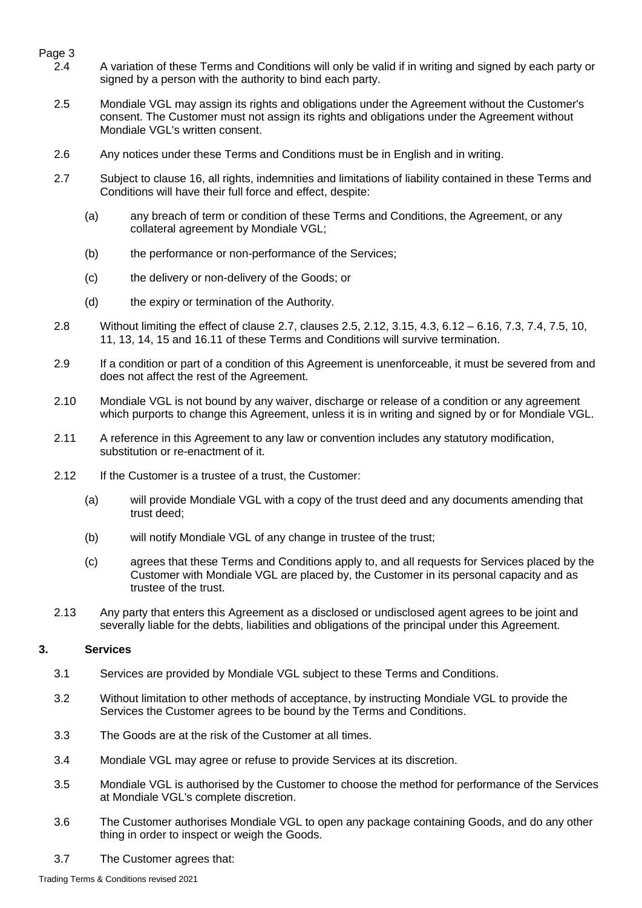2.4 A variation of these Terms and Conditions will only be valid if in writing and signed by each party or signed by a person with the authority to bind each party.

2.5 Mondiale VGL may assign its rights and obligations under the Agreement without the Customer's consent. The Customer must not assign its rights and obligations under the Agreement without Mondiale VGL's written consent.

2.6 Any notices under these Terms and Conditions must be in English and in writing.

2.7 Subject to clause 16, all rights, indemnities and limitations of liability contained in these Terms and Conditions will have their full force and effect, despite:

(a) any breach of term or condition of these Terms and Conditions, the Agreement, or any collateral agreement by Mondiale VGL;

(b) the performance or non-performance of the Services;

(c) the delivery or non-delivery of the Goods; or

(d) the expiry or termination of the Authority.

2.8 Without limiting the effect of clause 2.7, clauses 2.5, 2.12, 3.15, 4.3, 6.12 – 6.16, 7.3, 7.4, 7.5, 10, 11, 13, 14, 15 and 16.11 of these Terms and Conditions will survive termination.

2.9 If a condition or part of a condition of this Agreement is unenforceable, it must be severed from and does not affect the rest of the Agreement.

2.10 Mondiale VGL is not bound by any waiver, discharge or release of a condition or any agreement which purports to change this Agreement, unless it is in writing and signed by or for Mondiale VGL.

2.11 A reference in this Agreement to any law or convention includes any statutory modification, substitution or re-enactment of it.

2.12 If the Customer is a trustee of a trust, the Customer:

(a) will provide Mondiale VGL with a copy of the trust deed and any documents amending that trust deed;

(b) will notify Mondiale VGL of any change in trustee of the trust;

(c) agrees that these Terms and Conditions apply to, and all requests for Services placed by the Customer with Mondiale VGL are placed by, the Customer in its personal capacity and as trustee of the trust.

2.13 Any party that enters this Agreement as a disclosed or undisclosed agent agrees to be joint and severally liable for the debts, liabilities and obligations of the principal under this Agreement.

## 3. Services

3.1 Services are provided by Mondiale VGL subject to these Terms and Conditions.

3.2 Without limitation to other methods of acceptance, by instructing Mondiale VGL to provide the Services the Customer agrees to be bound by the Terms and Conditions.

3.3 The Goods are at the risk of the Customer at all times.

3.4 Mondiale VGL may agree or refuse to provide Services at its discretion.

3.5 Mondiale VGL is authorised by the Customer to choose the method for performance of the Services at Mondiale VGL's complete discretion.

3.6 The Customer authorises Mondiale VGL to open any package containing Goods, and do any other thing in order to inspect or weigh the Goods.

3.7 The Customer agrees that: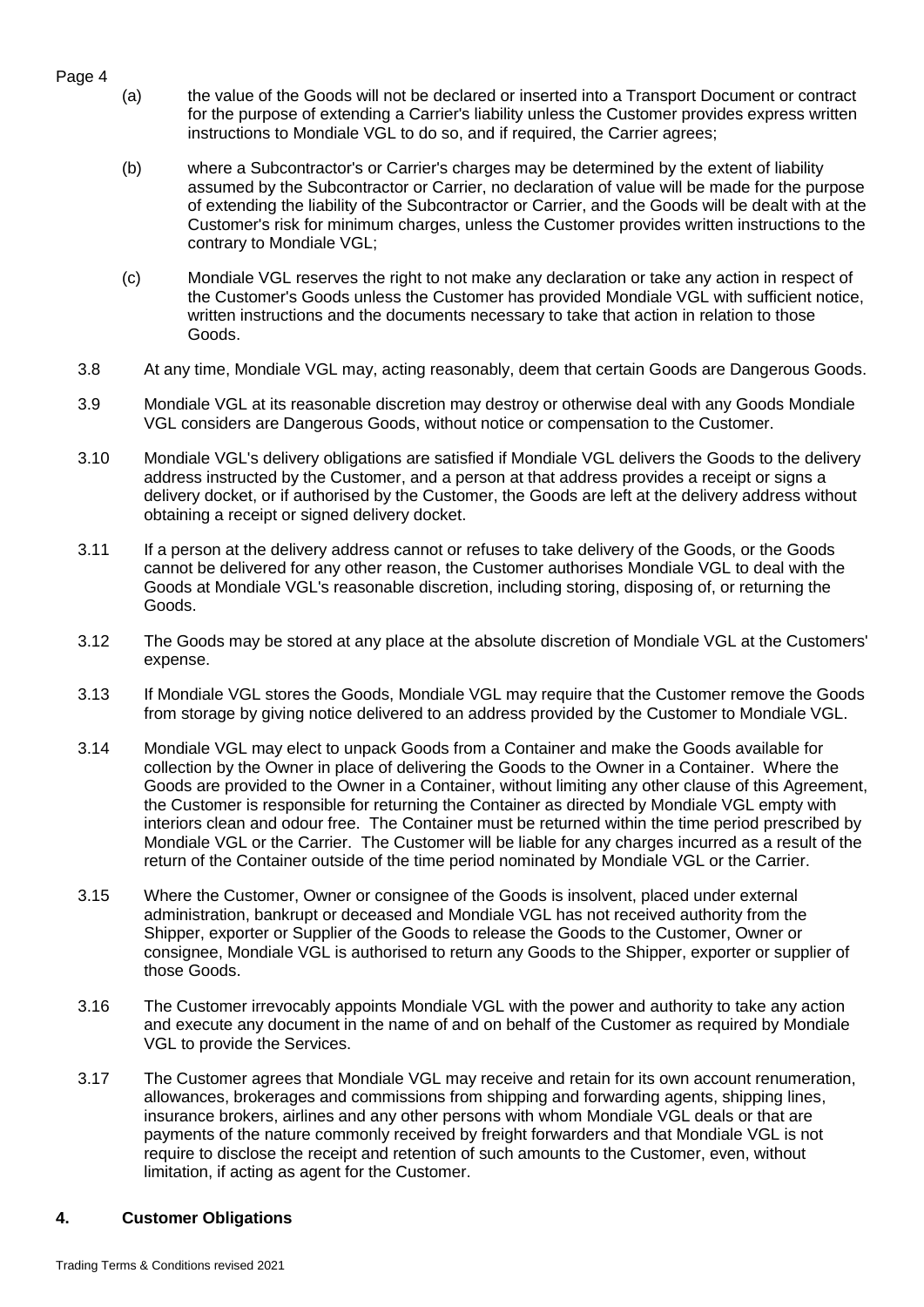(a) the value of the Goods will not be declared or inserted into a Transport Document or contract for the purpose of extending a Carrier's liability unless the Customer provides express written instructions to Mondiale VGL to do so, and if required, the Carrier agrees;

(b) where a Subcontractor's or Carrier's charges may be determined by the extent of liability assumed by the Subcontractor or Carrier, no declaration of value will be made for the purpose of extending the liability of the Subcontractor or Carrier, and the Goods will be dealt with at the Customer's risk for minimum charges, unless the Customer provides written instructions to the contrary to Mondiale VGL;

(c) Mondiale VGL reserves the right to not make any declaration or take any action in respect of the Customer's Goods unless the Customer has provided Mondiale VGL with sufficient notice, written instructions and the documents necessary to take that action in relation to those Goods.

3.8 At any time, Mondiale VGL may, acting reasonably, deem that certain Goods are Dangerous Goods.

3.9 Mondiale VGL at its reasonable discretion may destroy or otherwise deal with any Goods Mondiale VGL considers are Dangerous Goods, without notice or compensation to the Customer.

3.10 Mondiale VGL's delivery obligations are satisfied if Mondiale VGL delivers the Goods to the delivery address instructed by the Customer, and a person at that address provides a receipt or signs a delivery docket, or if authorised by the Customer, the Goods are left at the delivery address without obtaining a receipt or signed delivery docket.

3.11 If a person at the delivery address cannot or refuses to take delivery of the Goods, or the Goods cannot be delivered for any other reason, the Customer authorises Mondiale VGL to deal with the Goods at Mondiale VGL's reasonable discretion, including storing, disposing of, or returning the Goods.

3.12 The Goods may be stored at any place at the absolute discretion of Mondiale VGL at the Customers' expense.

3.13 If Mondiale VGL stores the Goods, Mondiale VGL may require that the Customer remove the Goods from storage by giving notice delivered to an address provided by the Customer to Mondiale VGL.

3.14 Mondiale VGL may elect to unpack Goods from a Container and make the Goods available for collection by the Owner in place of delivering the Goods to the Owner in a Container. Where the Goods are provided to the Owner in a Container, without limiting any other clause of this Agreement, the Customer is responsible for returning the Container as directed by Mondiale VGL empty with interiors clean and odour free. The Container must be returned within the time period prescribed by Mondiale VGL or the Carrier. The Customer will be liable for any charges incurred as a result of the return of the Container outside of the time period nominated by Mondiale VGL or the Carrier.

3.15 Where the Customer, Owner or consignee of the Goods is insolvent, placed under external administration, bankrupt or deceased and Mondiale VGL has not received authority from the Shipper, exporter or Supplier of the Goods to release the Goods to the Customer, Owner or consignee, Mondiale VGL is authorised to return any Goods to the Shipper, exporter or supplier of those Goods.

3.16 The Customer irrevocably appoints Mondiale VGL with the power and authority to take any action and execute any document in the name of and on behalf of the Customer as required by Mondiale VGL to provide the Services.

3.17 The Customer agrees that Mondiale VGL may receive and retain for its own account renumeration, allowances, brokerages and commissions from shipping and forwarding agents, shipping lines, insurance brokers, airlines and any other persons with whom Mondiale VGL deals or that are payments of the nature commonly received by freight forwarders and that Mondiale VGL is not require to disclose the receipt and retention of such amounts to the Customer, even, without limitation, if acting as agent for the Customer.

## 4. Customer Obligations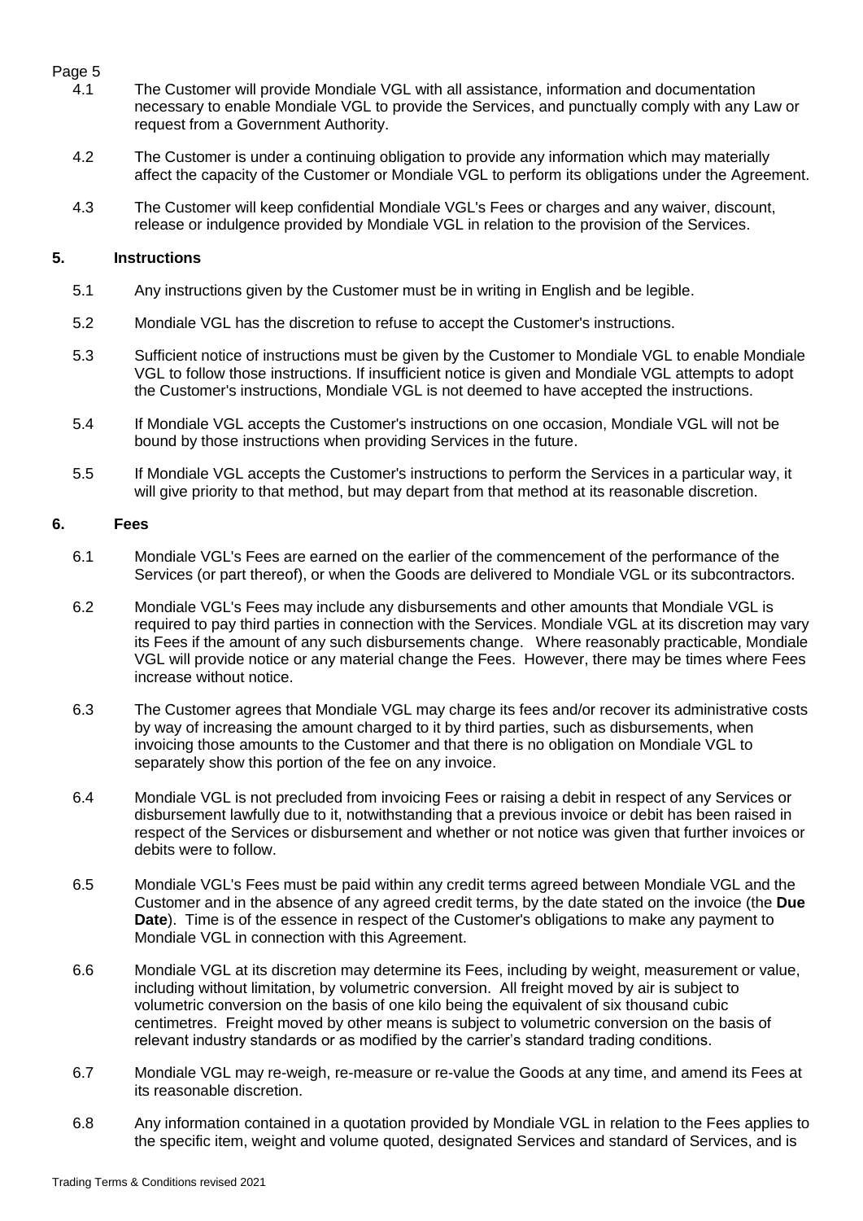4.1 The Customer will provide Mondiale VGL with all assistance, information and documentation necessary to enable Mondiale VGL to provide the Services, and punctually comply with any Law or request from a Government Authority.

4.2 The Customer is under a continuing obligation to provide any information which may materially affect the capacity of the Customer or Mondiale VGL to perform its obligations under the Agreement.

4.3 The Customer will keep confidential Mondiale VGL's Fees or charges and any waiver, discount, release or indulgence provided by Mondiale VGL in relation to the provision of the Services.

## 5. Instructions

5.1 Any instructions given by the Customer must be in writing in English and be legible.

5.2 Mondiale VGL has the discretion to refuse to accept the Customer's instructions.

5.3 Sufficient notice of instructions must be given by the Customer to Mondiale VGL to enable Mondiale VGL to follow those instructions. If insufficient notice is given and Mondiale VGL attempts to adopt the Customer's instructions, Mondiale VGL is not deemed to have accepted the instructions.

5.4 If Mondiale VGL accepts the Customer's instructions on one occasion, Mondiale VGL will not be bound by those instructions when providing Services in the future.

5.5 If Mondiale VGL accepts the Customer's instructions to perform the Services in a particular way, it will give priority to that method, but may depart from that method at its reasonable discretion.

## 6. Fees

6.1 Mondiale VGL's Fees are earned on the earlier of the commencement of the performance of the Services (or part thereof), or when the Goods are delivered to Mondiale VGL or its subcontractors.

6.2 Mondiale VGL's Fees may include any disbursements and other amounts that Mondiale VGL is required to pay third parties in connection with the Services. Mondiale VGL at its discretion may vary its Fees if the amount of any such disbursements change. Where reasonably practicable, Mondiale VGL will provide notice or any material change the Fees. However, there may be times where Fees increase without notice.

6.3 The Customer agrees that Mondiale VGL may charge its fees and/or recover its administrative costs by way of increasing the amount charged to it by third parties, such as disbursements, when invoicing those amounts to the Customer and that there is no obligation on Mondiale VGL to separately show this portion of the fee on any invoice.

6.4 Mondiale VGL is not precluded from invoicing Fees or raising a debit in respect of any Services or disbursement lawfully due to it, notwithstanding that a previous invoice or debit has been raised in respect of the Services or disbursement and whether or not notice was given that further invoices or debits were to follow.

6.5 Mondiale VGL's Fees must be paid within any credit terms agreed between Mondiale VGL and the Customer and in the absence of any agreed credit terms, by the date stated on the invoice (the **Due Date**). Time is of the essence in respect of the Customer's obligations to make any payment to Mondiale VGL in connection with this Agreement.

6.6 Mondiale VGL at its discretion may determine its Fees, including by weight, measurement or value, including without limitation, by volumetric conversion. All freight moved by air is subject to volumetric conversion on the basis of one kilo being the equivalent of six thousand cubic centimetres. Freight moved by other means is subject to volumetric conversion on the basis of relevant industry standards or as modified by the carrier's standard trading conditions.

6.7 Mondiale VGL may re-weigh, re-measure or re-value the Goods at any time, and amend its Fees at its reasonable discretion.

6.8 Any information contained in a quotation provided by Mondiale VGL in relation to the Fees applies to the specific item, weight and volume quoted, designated Services and standard of Services, and is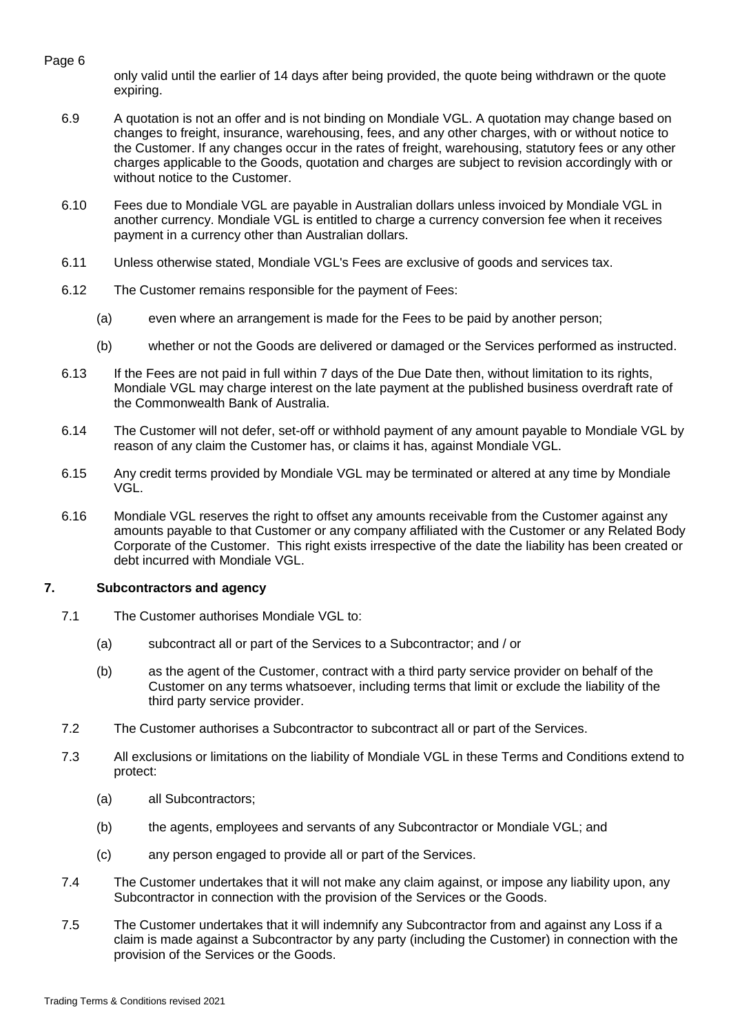only valid until the earlier of 14 days after being provided, the quote being withdrawn or the quote expiring.

6.9 A quotation is not an offer and is not binding on Mondiale VGL. A quotation may change based on changes to freight, insurance, warehousing, fees, and any other charges, with or without notice to the Customer. If any changes occur in the rates of freight, warehousing, statutory fees or any other charges applicable to the Goods, quotation and charges are subject to revision accordingly with or without notice to the Customer.

6.10 Fees due to Mondiale VGL are payable in Australian dollars unless invoiced by Mondiale VGL in another currency. Mondiale VGL is entitled to charge a currency conversion fee when it receives payment in a currency other than Australian dollars.

6.11 Unless otherwise stated, Mondiale VGL's Fees are exclusive of goods and services tax.

6.12 The Customer remains responsible for the payment of Fees:

(a) even where an arrangement is made for the Fees to be paid by another person;

(b) whether or not the Goods are delivered or damaged or the Services performed as instructed.

6.13 If the Fees are not paid in full within 7 days of the Due Date then, without limitation to its rights, Mondiale VGL may charge interest on the late payment at the published business overdraft rate of the Commonwealth Bank of Australia.

6.14 The Customer will not defer, set-off or withhold payment of any amount payable to Mondiale VGL by reason of any claim the Customer has, or claims it has, against Mondiale VGL.

6.15 Any credit terms provided by Mondiale VGL may be terminated or altered at any time by Mondiale VGL.

6.16 Mondiale VGL reserves the right to offset any amounts receivable from the Customer against any amounts payable to that Customer or any company affiliated with the Customer or any Related Body Corporate of the Customer. This right exists irrespective of the date the liability has been created or debt incurred with Mondiale VGL.

## 7. Subcontractors and agency

7.1 The Customer authorises Mondiale VGL to:

(a) subcontract all or part of the Services to a Subcontractor; and / or

(b) as the agent of the Customer, contract with a third party service provider on behalf of the Customer on any terms whatsoever, including terms that limit or exclude the liability of the third party service provider.

7.2 The Customer authorises a Subcontractor to subcontract all or part of the Services.

7.3 All exclusions or limitations on the liability of Mondiale VGL in these Terms and Conditions extend to protect:

(a) all Subcontractors;

(b) the agents, employees and servants of any Subcontractor or Mondiale VGL; and

(c) any person engaged to provide all or part of the Services.

7.4 The Customer undertakes that it will not make any claim against, or impose any liability upon, any Subcontractor in connection with the provision of the Services or the Goods.

7.5 The Customer undertakes that it will indemnify any Subcontractor from and against any Loss if a claim is made against a Subcontractor by any party (including the Customer) in connection with the provision of the Services or the Goods.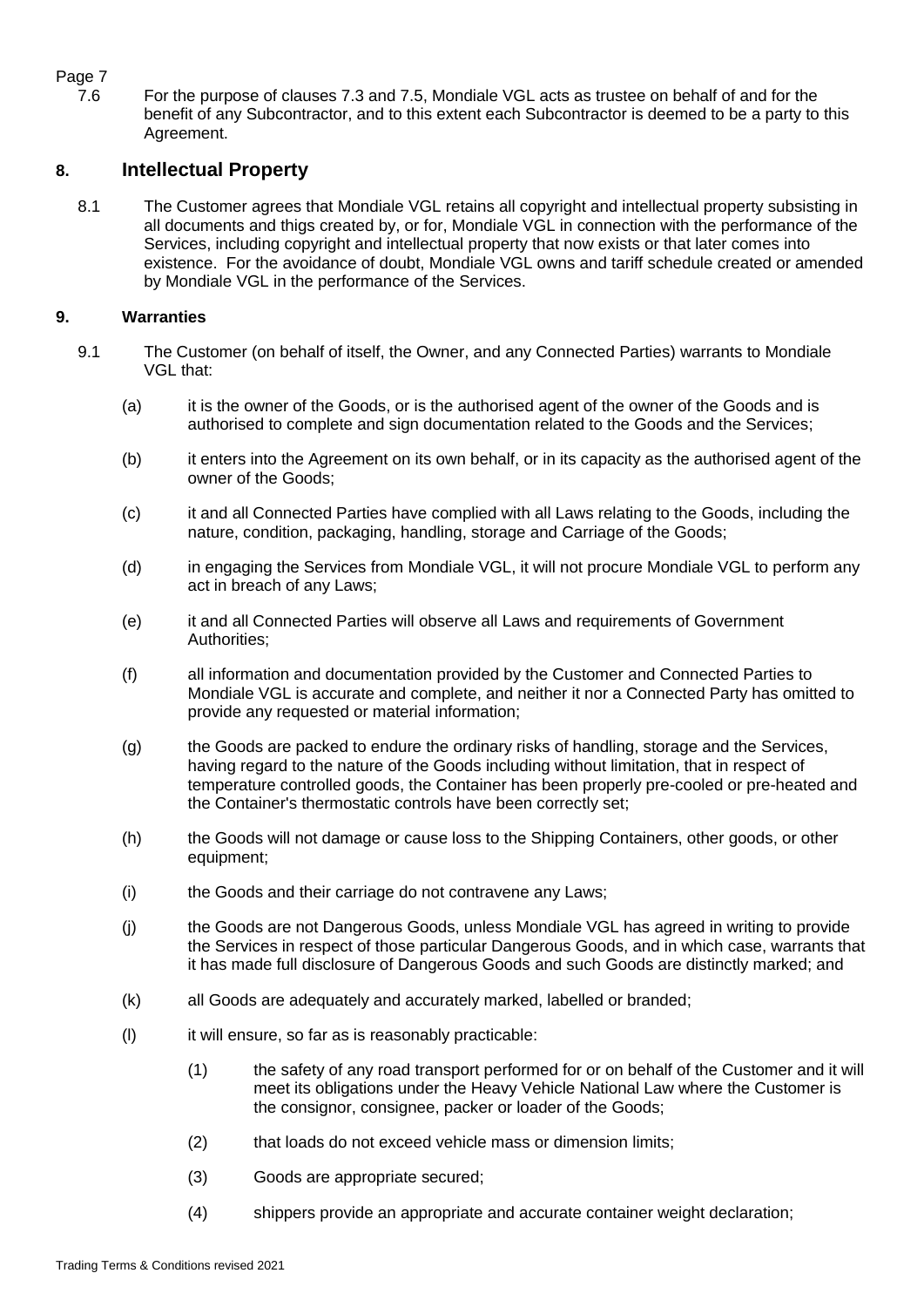7.6 For the purpose of clauses 7.3 and 7.5, Mondiale VGL acts as trustee on behalf of and for the benefit of any Subcontractor, and to this extent each Subcontractor is deemed to be a party to this Agreement.

## 8. Intellectual Property

8.1 The Customer agrees that Mondiale VGL retains all copyright and intellectual property subsisting in all documents and thigs created by, or for, Mondiale VGL in connection with the performance of the Services, including copyright and intellectual property that now exists or that later comes into existence. For the avoidance of doubt, Mondiale VGL owns and tariff schedule created or amended by Mondiale VGL in the performance of the Services.

## 9. Warranties

9.1 The Customer (on behalf of itself, the Owner, and any Connected Parties) warrants to Mondiale VGL that:

(a) it is the owner of the Goods, or is the authorised agent of the owner of the Goods and is authorised to complete and sign documentation related to the Goods and the Services;

(b) it enters into the Agreement on its own behalf, or in its capacity as the authorised agent of the owner of the Goods;

(c) it and all Connected Parties have complied with all Laws relating to the Goods, including the nature, condition, packaging, handling, storage and Carriage of the Goods;

(d) in engaging the Services from Mondiale VGL, it will not procure Mondiale VGL to perform any act in breach of any Laws;

(e) it and all Connected Parties will observe all Laws and requirements of Government Authorities;

(f) all information and documentation provided by the Customer and Connected Parties to Mondiale VGL is accurate and complete, and neither it nor a Connected Party has omitted to provide any requested or material information;

(g) the Goods are packed to endure the ordinary risks of handling, storage and the Services, having regard to the nature of the Goods including without limitation, that in respect of temperature controlled goods, the Container has been properly pre-cooled or pre-heated and the Container's thermostatic controls have been correctly set;

(h) the Goods will not damage or cause loss to the Shipping Containers, other goods, or other equipment;

(i) the Goods and their carriage do not contravene any Laws;

(j) the Goods are not Dangerous Goods, unless Mondiale VGL has agreed in writing to provide the Services in respect of those particular Dangerous Goods, and in which case, warrants that it has made full disclosure of Dangerous Goods and such Goods are distinctly marked; and

(k) all Goods are adequately and accurately marked, labelled or branded;

(l) it will ensure, so far as is reasonably practicable:

(1) the safety of any road transport performed for or on behalf of the Customer and it will meet its obligations under the Heavy Vehicle National Law where the Customer is the consignor, consignee, packer or loader of the Goods;

(2) that loads do not exceed vehicle mass or dimension limits;

(3) Goods are appropriate secured;

(4) shippers provide an appropriate and accurate container weight declaration;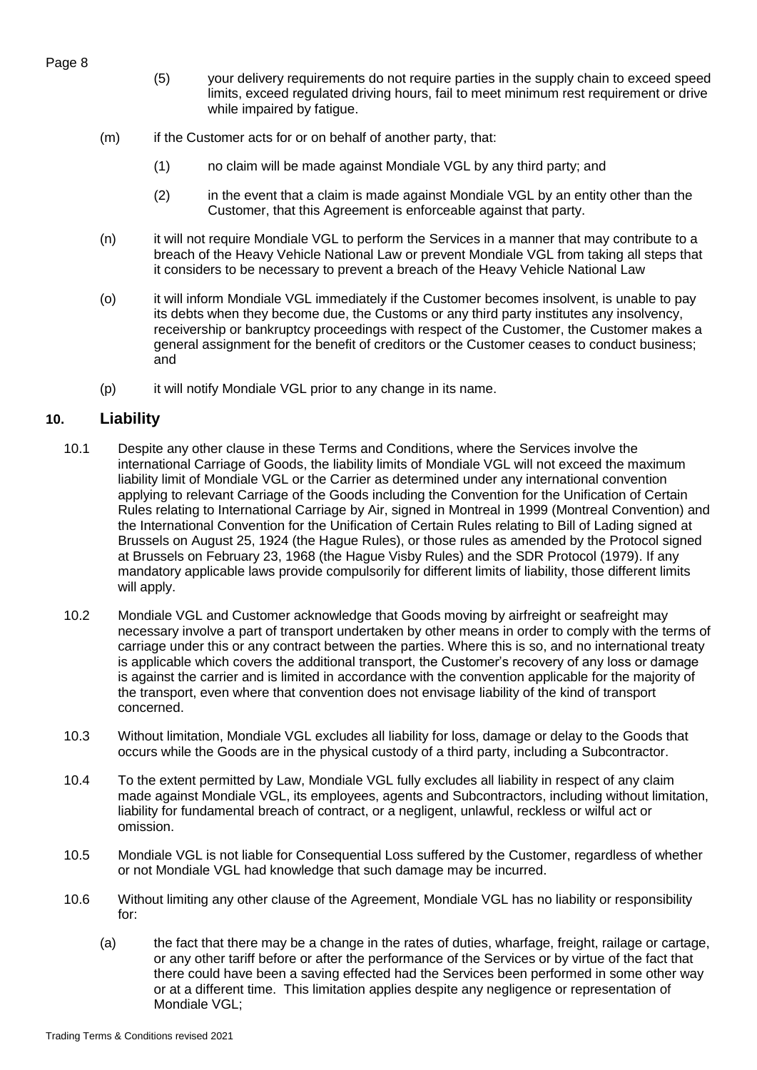(5) your delivery requirements do not require parties in the supply chain to exceed speed limits, exceed regulated driving hours, fail to meet minimum rest requirement or drive while impaired by fatigue.

(m) if the Customer acts for or on behalf of another party, that:

(1) no claim will be made against Mondiale VGL by any third party; and

(2) in the event that a claim is made against Mondiale VGL by an entity other than the Customer, that this Agreement is enforceable against that party.

(n) it will not require Mondiale VGL to perform the Services in a manner that may contribute to a breach of the Heavy Vehicle National Law or prevent Mondiale VGL from taking all steps that it considers to be necessary to prevent a breach of the Heavy Vehicle National Law

(o) it will inform Mondiale VGL immediately if the Customer becomes insolvent, is unable to pay its debts when they become due, the Customs or any third party institutes any insolvency, receivership or bankruptcy proceedings with respect of the Customer, the Customer makes a general assignment for the benefit of creditors or the Customer ceases to conduct business; and

(p) it will notify Mondiale VGL prior to any change in its name.

## 10. Liability

10.1 Despite any other clause in these Terms and Conditions, where the Services involve the international Carriage of Goods, the liability limits of Mondiale VGL will not exceed the maximum liability limit of Mondiale VGL or the Carrier as determined under any international convention applying to relevant Carriage of the Goods including the Convention for the Unification of Certain Rules relating to International Carriage by Air, signed in Montreal in 1999 (Montreal Convention) and the International Convention for the Unification of Certain Rules relating to Bill of Lading signed at Brussels on August 25, 1924 (the Hague Rules), or those rules as amended by the Protocol signed at Brussels on February 23, 1968 (the Hague Visby Rules) and the SDR Protocol (1979). If any mandatory applicable laws provide compulsorily for different limits of liability, those different limits will apply.

10.2 Mondiale VGL and Customer acknowledge that Goods moving by airfreight or seafreight may necessary involve a part of transport undertaken by other means in order to comply with the terms of carriage under this or any contract between the parties. Where this is so, and no international treaty is applicable which covers the additional transport, the Customer's recovery of any loss or damage is against the carrier and is limited in accordance with the convention applicable for the majority of the transport, even where that convention does not envisage liability of the kind of transport concerned.

10.3 Without limitation, Mondiale VGL excludes all liability for loss, damage or delay to the Goods that occurs while the Goods are in the physical custody of a third party, including a Subcontractor.

10.4 To the extent permitted by Law, Mondiale VGL fully excludes all liability in respect of any claim made against Mondiale VGL, its employees, agents and Subcontractors, including without limitation, liability for fundamental breach of contract, or a negligent, unlawful, reckless or wilful act or omission.

10.5 Mondiale VGL is not liable for Consequential Loss suffered by the Customer, regardless of whether or not Mondiale VGL had knowledge that such damage may be incurred.

10.6 Without limiting any other clause of the Agreement, Mondiale VGL has no liability or responsibility for:

(a) the fact that there may be a change in the rates of duties, wharfage, freight, railage or cartage, or any other tariff before or after the performance of the Services or by virtue of the fact that there could have been a saving effected had the Services been performed in some other way or at a different time. This limitation applies despite any negligence or representation of Mondiale VGL;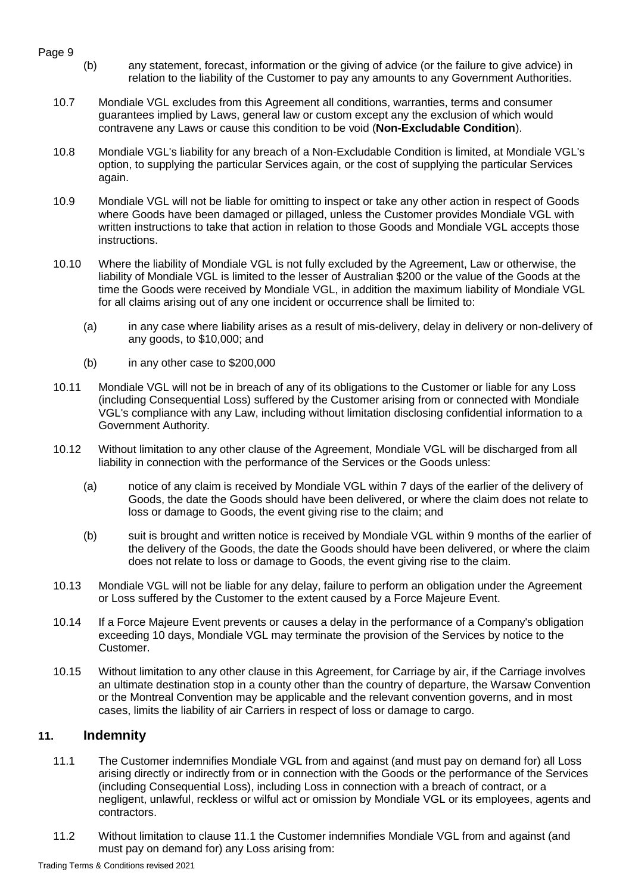(b) any statement, forecast, information or the giving of advice (or the failure to give advice) in relation to the liability of the Customer to pay any amounts to any Government Authorities.

10.7 Mondiale VGL excludes from this Agreement all conditions, warranties, terms and consumer guarantees implied by Laws, general law or custom except any the exclusion of which would contravene any Laws or cause this condition to be void (**Non-Excludable Condition**).

10.8 Mondiale VGL's liability for any breach of a Non-Excludable Condition is limited, at Mondiale VGL's option, to supplying the particular Services again, or the cost of supplying the particular Services again.

10.9 Mondiale VGL will not be liable for omitting to inspect or take any other action in respect of Goods where Goods have been damaged or pillaged, unless the Customer provides Mondiale VGL with written instructions to take that action in relation to those Goods and Mondiale VGL accepts those instructions.

10.10 Where the liability of Mondiale VGL is not fully excluded by the Agreement, Law or otherwise, the liability of Mondiale VGL is limited to the lesser of Australian $200 or the value of the Goods at the time the Goods were received by Mondiale VGL, in addition the maximum liability of Mondiale VGL for all claims arising out of any one incident or occurrence shall be limited to:

(a) in any case where liability arises as a result of mis-delivery, delay in delivery or non-delivery of any goods, to $10,000; and

(b) in any other case to $200,000

10.11 Mondiale VGL will not be in breach of any of its obligations to the Customer or liable for any Loss (including Consequential Loss) suffered by the Customer arising from or connected with Mondiale VGL's compliance with any Law, including without limitation disclosing confidential information to a Government Authority.

10.12 Without limitation to any other clause of the Agreement, Mondiale VGL will be discharged from all liability in connection with the performance of the Services or the Goods unless:

(a) notice of any claim is received by Mondiale VGL within 7 days of the earlier of the delivery of Goods, the date the Goods should have been delivered, or where the claim does not relate to loss or damage to Goods, the event giving rise to the claim; and

(b) suit is brought and written notice is received by Mondiale VGL within 9 months of the earlier of the delivery of the Goods, the date the Goods should have been delivered, or where the claim does not relate to loss or damage to Goods, the event giving rise to the claim.

10.13 Mondiale VGL will not be liable for any delay, failure to perform an obligation under the Agreement or Loss suffered by the Customer to the extent caused by a Force Majeure Event.

10.14 If a Force Majeure Event prevents or causes a delay in the performance of a Company's obligation exceeding 10 days, Mondiale VGL may terminate the provision of the Services by notice to the Customer.

10.15 Without limitation to any other clause in this Agreement, for Carriage by air, if the Carriage involves an ultimate destination stop in a county other than the country of departure, the Warsaw Convention or the Montreal Convention may be applicable and the relevant convention governs, and in most cases, limits the liability of air Carriers in respect of loss or damage to cargo.

## 11. Indemnity

11.1 The Customer indemnifies Mondiale VGL from and against (and must pay on demand for) all Loss arising directly or indirectly from or in connection with the Goods or the performance of the Services (including Consequential Loss), including Loss in connection with a breach of contract, or a negligent, unlawful, reckless or wilful act or omission by Mondiale VGL or its employees, agents and contractors.

11.2 Without limitation to clause 11.1 the Customer indemnifies Mondiale VGL from and against (and must pay on demand for) any Loss arising from: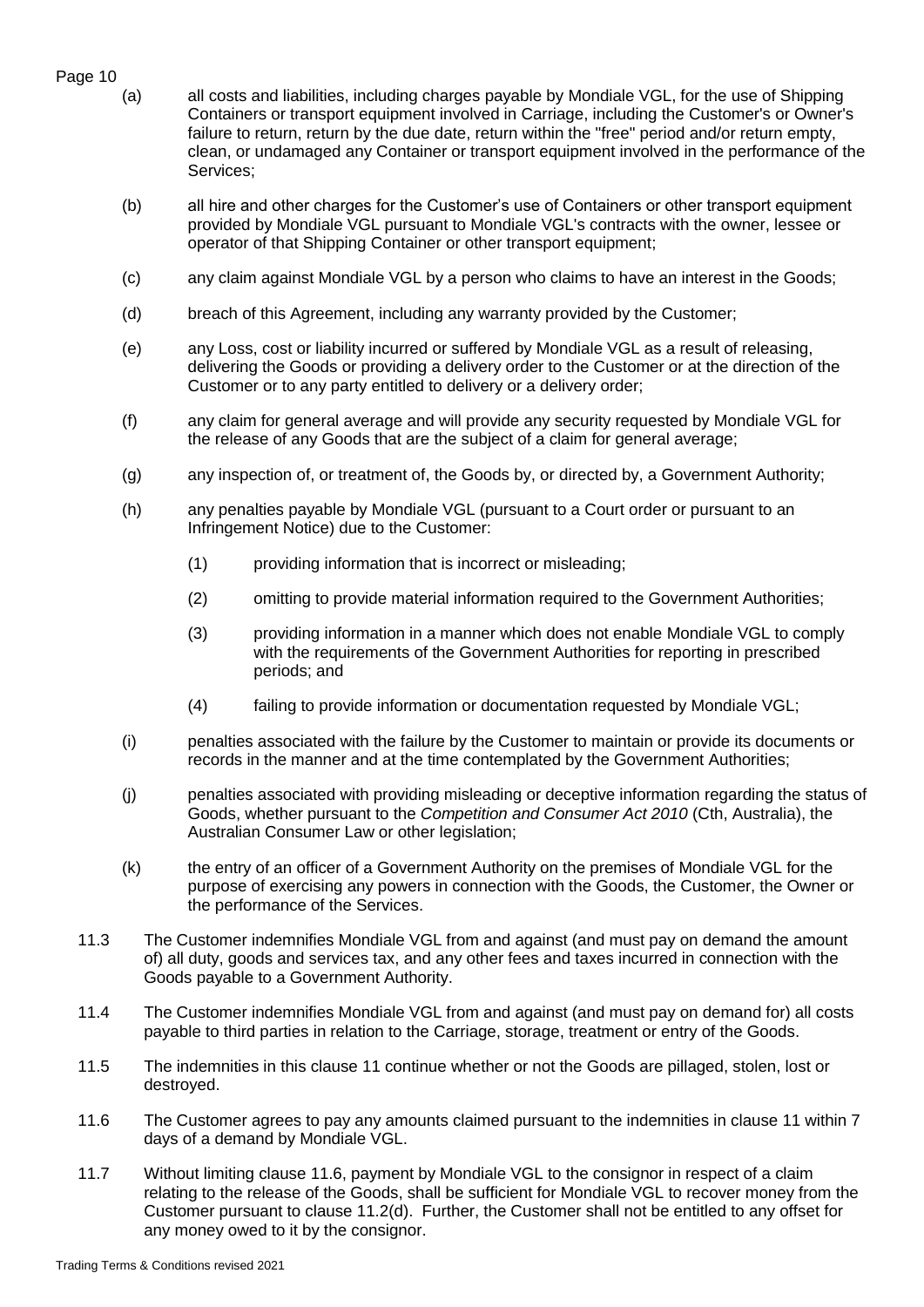(a) all costs and liabilities, including charges payable by Mondiale VGL, for the use of Shipping Containers or transport equipment involved in Carriage, including the Customer's or Owner's failure to return, return by the due date, return within the "free" period and/or return empty, clean, or undamaged any Container or transport equipment involved in the performance of the Services;

(b) all hire and other charges for the Customer's use of Containers or other transport equipment provided by Mondiale VGL pursuant to Mondiale VGL's contracts with the owner, lessee or operator of that Shipping Container or other transport equipment;

(c) any claim against Mondiale VGL by a person who claims to have an interest in the Goods;

(d) breach of this Agreement, including any warranty provided by the Customer;

(e) any Loss, cost or liability incurred or suffered by Mondiale VGL as a result of releasing, delivering the Goods or providing a delivery order to the Customer or at the direction of the Customer or to any party entitled to delivery or a delivery order;

(f) any claim for general average and will provide any security requested by Mondiale VGL for the release of any Goods that are the subject of a claim for general average;

(g) any inspection of, or treatment of, the Goods by, or directed by, a Government Authority;

(h) any penalties payable by Mondiale VGL (pursuant to a Court order or pursuant to an Infringement Notice) due to the Customer:

   (1) providing information that is incorrect or misleading;

   (2) omitting to provide material information required to the Government Authorities;

   (3) providing information in a manner which does not enable Mondiale VGL to comply with the requirements of the Government Authorities for reporting in prescribed periods; and

   (4) failing to provide information or documentation requested by Mondiale VGL;

(i) penalties associated with the failure by the Customer to maintain or provide its documents or records in the manner and at the time contemplated by the Government Authorities;

(j) penalties associated with providing misleading or deceptive information regarding the status of Goods, whether pursuant to the *Competition and Consumer Act 2010* (Cth, Australia), the Australian Consumer Law or other legislation;

(k) the entry of an officer of a Government Authority on the premises of Mondiale VGL for the purpose of exercising any powers in connection with the Goods, the Customer, the Owner or the performance of the Services.

11.3 The Customer indemnifies Mondiale VGL from and against (and must pay on demand the amount of) all duty, goods and services tax, and any other fees and taxes incurred in connection with the Goods payable to a Government Authority.

11.4 The Customer indemnifies Mondiale VGL from and against (and must pay on demand for) all costs payable to third parties in relation to the Carriage, storage, treatment or entry of the Goods.

11.5 The indemnities in this clause 11 continue whether or not the Goods are pillaged, stolen, lost or destroyed.

11.6 The Customer agrees to pay any amounts claimed pursuant to the indemnities in clause 11 within 7 days of a demand by Mondiale VGL.

11.7 Without limiting clause 11.6, payment by Mondiale VGL to the consignor in respect of a claim relating to the release of the Goods, shall be sufficient for Mondiale VGL to recover money from the Customer pursuant to clause 11.2(d). Further, the Customer shall not be entitled to any offset for any money owed to it by the consignor.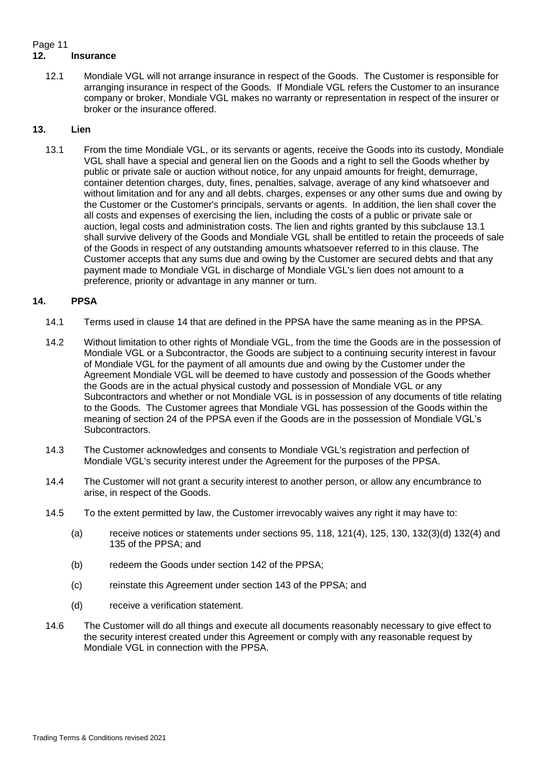## 12. Insurance

12.1 Mondiale VGL will not arrange insurance in respect of the Goods. The Customer is responsible for arranging insurance in respect of the Goods. If Mondiale VGL refers the Customer to an insurance company or broker, Mondiale VGL makes no warranty or representation in respect of the insurer or broker or the insurance offered.

## 13. Lien

13.1 From the time Mondiale VGL, or its servants or agents, receive the Goods into its custody, Mondiale VGL shall have a special and general lien on the Goods and a right to sell the Goods whether by public or private sale or auction without notice, for any unpaid amounts for freight, demurrage, container detention charges, duty, fines, penalties, salvage, average of any kind whatsoever and without limitation and for any and all debts, charges, expenses or any other sums due and owing by the Customer or the Customer's principals, servants or agents. In addition, the lien shall cover the all costs and expenses of exercising the lien, including the costs of a public or private sale or auction, legal costs and administration costs. The lien and rights granted by this subclause 13.1 shall survive delivery of the Goods and Mondiale VGL shall be entitled to retain the proceeds of sale of the Goods in respect of any outstanding amounts whatsoever referred to in this clause. The Customer accepts that any sums due and owing by the Customer are secured debts and that any payment made to Mondiale VGL in discharge of Mondiale VGL's lien does not amount to a preference, priority or advantage in any manner or turn.

## 14. PPSA

14.1 Terms used in clause 14 that are defined in the PPSA have the same meaning as in the PPSA.

14.2 Without limitation to other rights of Mondiale VGL, from the time the Goods are in the possession of Mondiale VGL or a Subcontractor, the Goods are subject to a continuing security interest in favour of Mondiale VGL for the payment of all amounts due and owing by the Customer under the Agreement Mondiale VGL will be deemed to have custody and possession of the Goods whether the Goods are in the actual physical custody and possession of Mondiale VGL or any Subcontractors and whether or not Mondiale VGL is in possession of any documents of title relating to the Goods. The Customer agrees that Mondiale VGL has possession of the Goods within the meaning of section 24 of the PPSA even if the Goods are in the possession of Mondiale VGL's Subcontractors.

14.3 The Customer acknowledges and consents to Mondiale VGL's registration and perfection of Mondiale VGL's security interest under the Agreement for the purposes of the PPSA.

14.4 The Customer will not grant a security interest to another person, or allow any encumbrance to arise, in respect of the Goods.

14.5 To the extent permitted by law, the Customer irrevocably waives any right it may have to:

(a) receive notices or statements under sections 95, 118, 121(4), 125, 130, 132(3)(d) 132(4) and 135 of the PPSA; and

(b) redeem the Goods under section 142 of the PPSA;

(c) reinstate this Agreement under section 143 of the PPSA; and

(d) receive a verification statement.

14.6 The Customer will do all things and execute all documents reasonably necessary to give effect to the security interest created under this Agreement or comply with any reasonable request by Mondiale VGL in connection with the PPSA.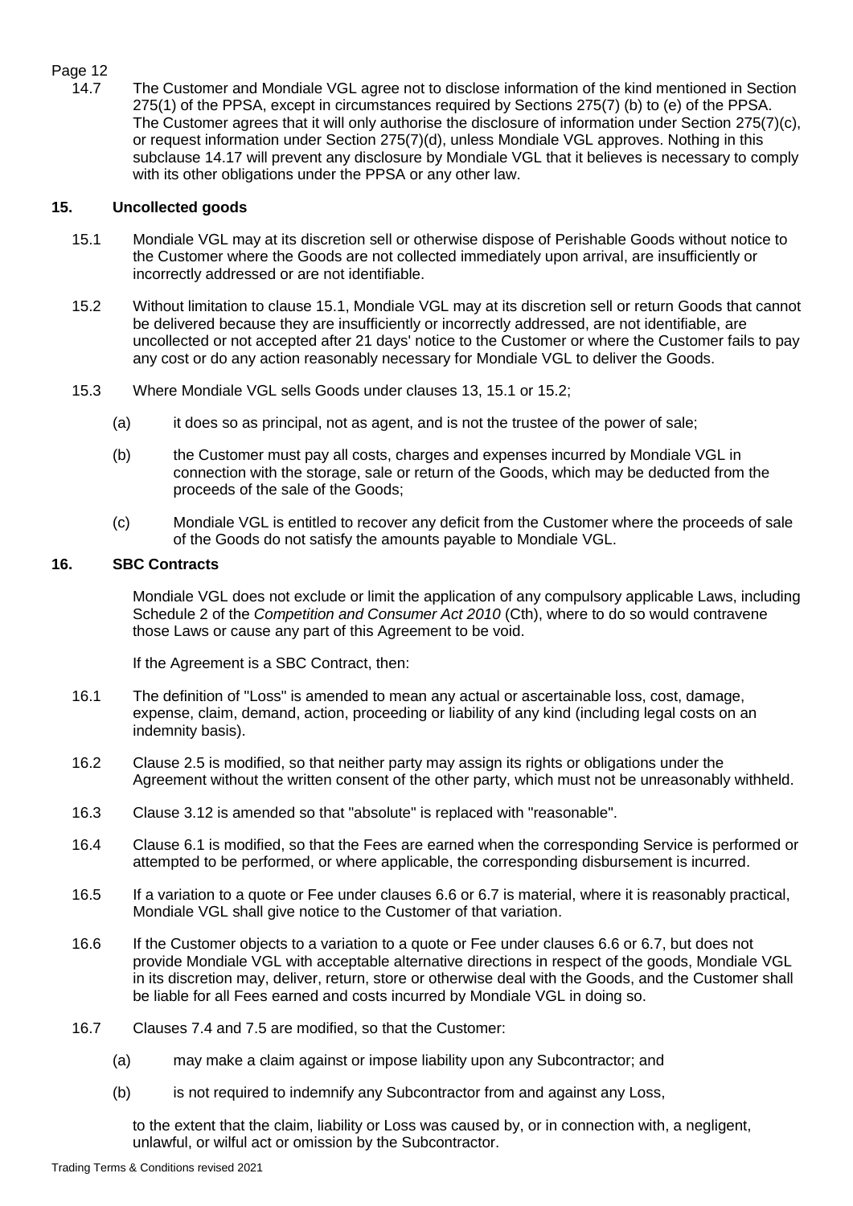14.7 The Customer and Mondiale VGL agree not to disclose information of the kind mentioned in Section 275(1) of the PPSA, except in circumstances required by Sections 275(7) (b) to (e) of the PPSA. The Customer agrees that it will only authorise the disclosure of information under Section 275(7)(c), or request information under Section 275(7)(d), unless Mondiale VGL approves. Nothing in this subclause 14.17 will prevent any disclosure by Mondiale VGL that it believes is necessary to comply with its other obligations under the PPSA or any other law.

## 15. Uncollected goods

15.1 Mondiale VGL may at its discretion sell or otherwise dispose of Perishable Goods without notice to the Customer where the Goods are not collected immediately upon arrival, are insufficiently or incorrectly addressed or are not identifiable.

15.2 Without limitation to clause 15.1, Mondiale VGL may at its discretion sell or return Goods that cannot be delivered because they are insufficiently or incorrectly addressed, are not identifiable, are uncollected or not accepted after 21 days' notice to the Customer or where the Customer fails to pay any cost or do any action reasonably necessary for Mondiale VGL to deliver the Goods.

15.3 Where Mondiale VGL sells Goods under clauses 13, 15.1 or 15.2;

(a) it does so as principal, not as agent, and is not the trustee of the power of sale;

(b) the Customer must pay all costs, charges and expenses incurred by Mondiale VGL in connection with the storage, sale or return of the Goods, which may be deducted from the proceeds of the sale of the Goods;

(c) Mondiale VGL is entitled to recover any deficit from the Customer where the proceeds of sale of the Goods do not satisfy the amounts payable to Mondiale VGL.

## 16. SBC Contracts

Mondiale VGL does not exclude or limit the application of any compulsory applicable Laws, including Schedule 2 of the *Competition and Consumer Act 2010* (Cth), where to do so would contravene those Laws or cause any part of this Agreement to be void.

If the Agreement is a SBC Contract, then:

16.1 The definition of "Loss" is amended to mean any actual or ascertainable loss, cost, damage, expense, claim, demand, action, proceeding or liability of any kind (including legal costs on an indemnity basis).

16.2 Clause 2.5 is modified, so that neither party may assign its rights or obligations under the Agreement without the written consent of the other party, which must not be unreasonably withheld.

16.3 Clause 3.12 is amended so that "absolute" is replaced with "reasonable".

16.4 Clause 6.1 is modified, so that the Fees are earned when the corresponding Service is performed or attempted to be performed, or where applicable, the corresponding disbursement is incurred.

16.5 If a variation to a quote or Fee under clauses 6.6 or 6.7 is material, where it is reasonably practical, Mondiale VGL shall give notice to the Customer of that variation.

16.6 If the Customer objects to a variation to a quote or Fee under clauses 6.6 or 6.7, but does not provide Mondiale VGL with acceptable alternative directions in respect of the goods, Mondiale VGL in its discretion may, deliver, return, store or otherwise deal with the Goods, and the Customer shall be liable for all Fees earned and costs incurred by Mondiale VGL in doing so.

16.7 Clauses 7.4 and 7.5 are modified, so that the Customer:

(a) may make a claim against or impose liability upon any Subcontractor; and

(b) is not required to indemnify any Subcontractor from and against any Loss,

to the extent that the claim, liability or Loss was caused by, or in connection with, a negligent, unlawful, or wilful act or omission by the Subcontractor.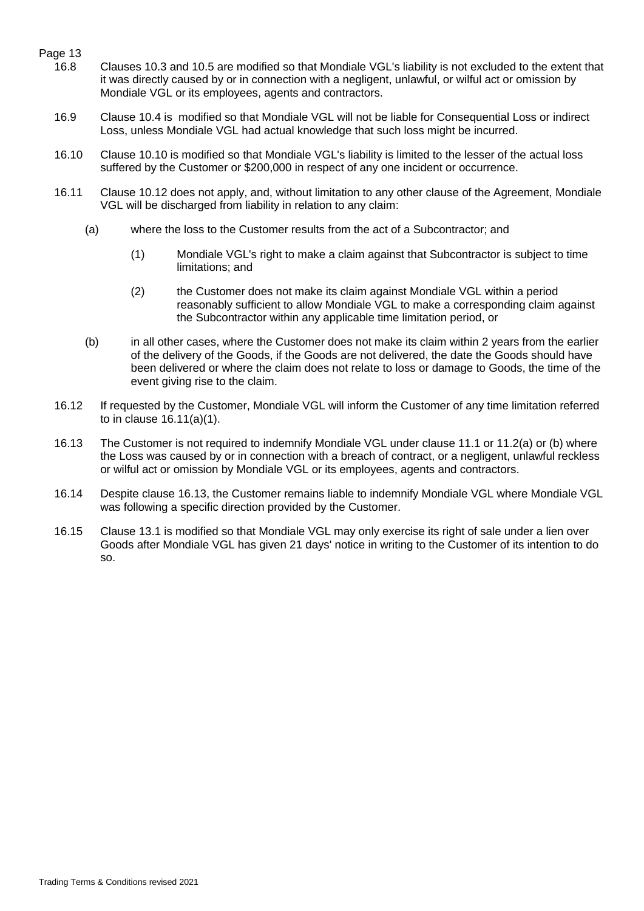16.8 Clauses 10.3 and 10.5 are modified so that Mondiale VGL's liability is not excluded to the extent that it was directly caused by or in connection with a negligent, unlawful, or wilful act or omission by Mondiale VGL or its employees, agents and contractors.

16.9 Clause 10.4 is modified so that Mondiale VGL will not be liable for Consequential Loss or indirect Loss, unless Mondiale VGL had actual knowledge that such loss might be incurred.

16.10 Clause 10.10 is modified so that Mondiale VGL's liability is limited to the lesser of the actual loss suffered by the Customer or $200,000 in respect of any one incident or occurrence.

16.11 Clause 10.12 does not apply, and, without limitation to any other clause of the Agreement, Mondiale VGL will be discharged from liability in relation to any claim:

(a) where the loss to the Customer results from the act of a Subcontractor; and

(1) Mondiale VGL's right to make a claim against that Subcontractor is subject to time limitations; and

(2) the Customer does not make its claim against Mondiale VGL within a period reasonably sufficient to allow Mondiale VGL to make a corresponding claim against the Subcontractor within any applicable time limitation period, or

(b) in all other cases, where the Customer does not make its claim within 2 years from the earlier of the delivery of the Goods, if the Goods are not delivered, the date the Goods should have been delivered or where the claim does not relate to loss or damage to Goods, the time of the event giving rise to the claim.

16.12 If requested by the Customer, Mondiale VGL will inform the Customer of any time limitation referred to in clause 16.11(a)(1).

16.13 The Customer is not required to indemnify Mondiale VGL under clause 11.1 or 11.2(a) or (b) where the Loss was caused by or in connection with a breach of contract, or a negligent, unlawful reckless or wilful act or omission by Mondiale VGL or its employees, agents and contractors.

16.14 Despite clause 16.13, the Customer remains liable to indemnify Mondiale VGL where Mondiale VGL was following a specific direction provided by the Customer.

16.15 Clause 13.1 is modified so that Mondiale VGL may only exercise its right of sale under a lien over Goods after Mondiale VGL has given 21 days' notice in writing to the Customer of its intention to do so.